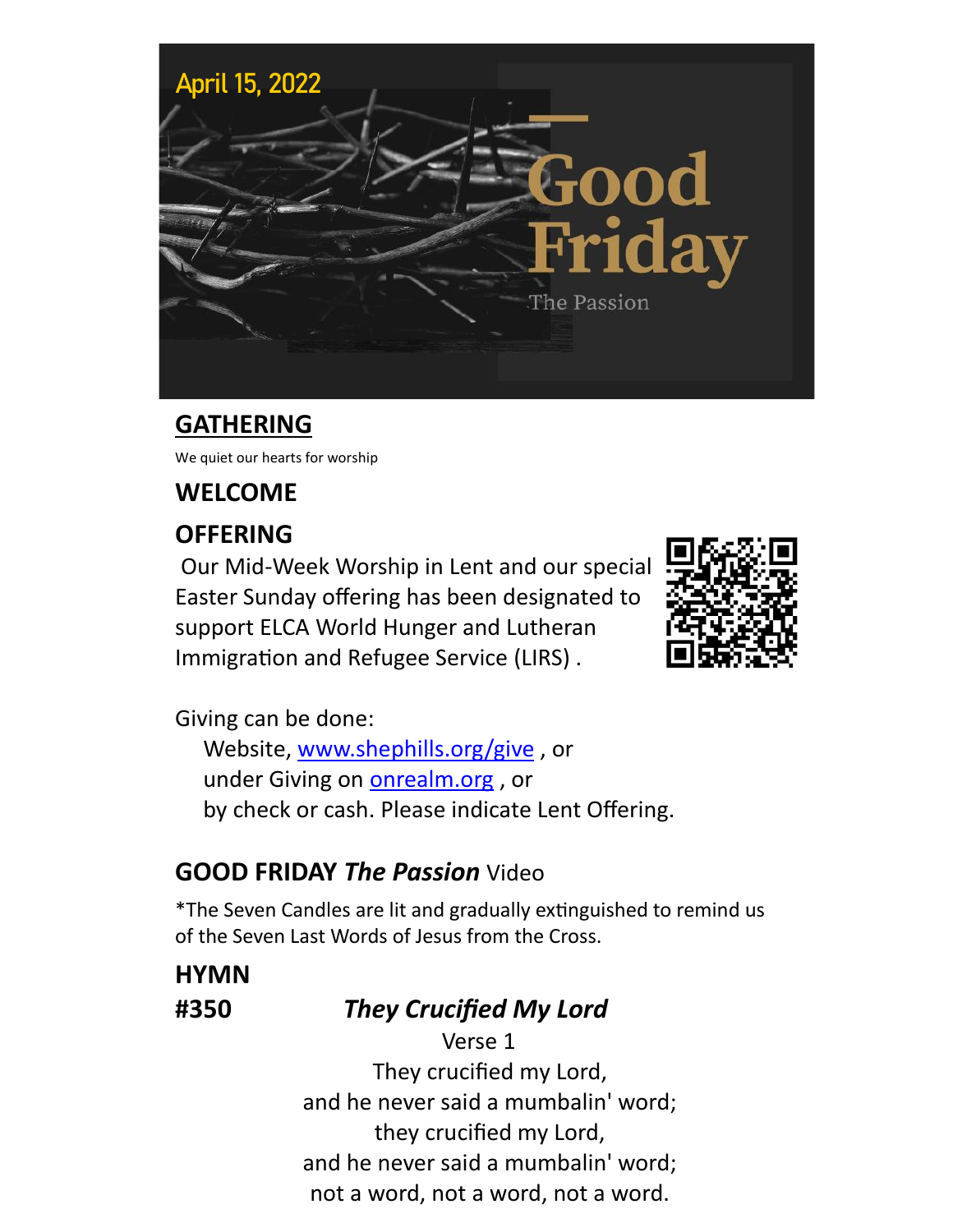April 15, 2022

# Good Friday

The Passion

## GATHERING

We quiet our hearts for worship

## WELCOME

## OFFERING

Our Mid-Week Worship in Lent and our special Easter Sunday offering has been designated to support ELCA World Hunger and Lutheran Immigration and Refugee Service (LIRS) .

Giving can be done:

Website, [www.shephills.org/give](http://www.shephills.org/give) , or
under Giving on [onrealm.org](http://onrealm.org) , or
by check or cash. Please indicate Lent Offering.

## GOOD FRIDAY *The Passion* Video

*The Seven Candles are lit and gradually extinguished to remind us of the Seven Last Words of Jesus from the Cross.

## HYMN

**#350** ***They Crucified My Lord***

Verse 1

They crucified my Lord,
and he never said a mumbalin' word;
they crucified my Lord,
and he never said a mumbalin' word;
not a word, not a word, not a word.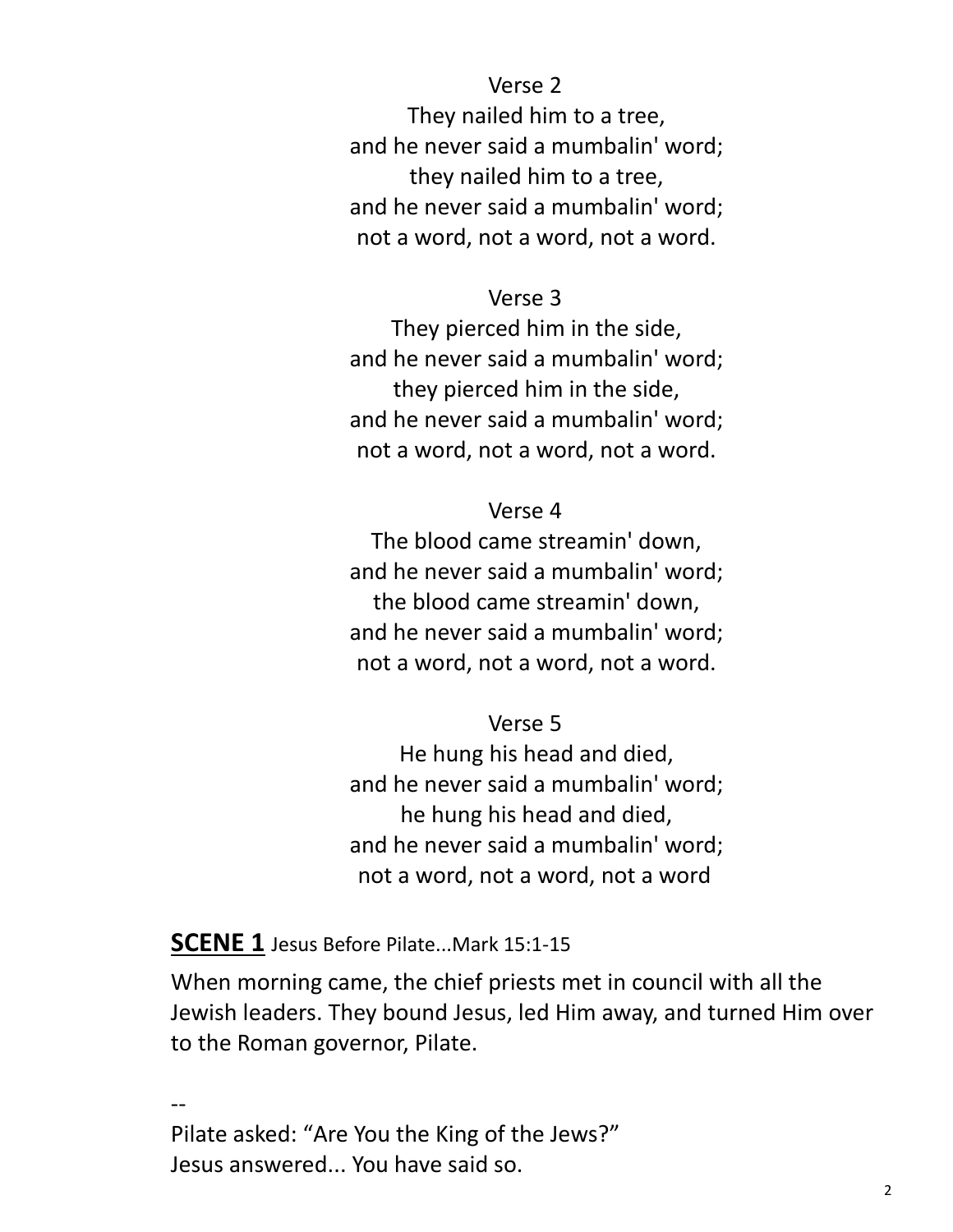Verse 2

They nailed him to a tree,
and he never said a mumbalin' word;
they nailed him to a tree,
and he never said a mumbalin' word;
not a word, not a word, not a word.

Verse 3

They pierced him in the side,
and he never said a mumbalin' word;
they pierced him in the side,
and he never said a mumbalin' word;
not a word, not a word, not a word.

Verse 4

The blood came streamin' down,
and he never said a mumbalin' word;
the blood came streamin' down,
and he never said a mumbalin' word;
not a word, not a word, not a word.

Verse 5

He hung his head and died,
and he never said a mumbalin' word;
he hung his head and died,
and he never said a mumbalin' word;
not a word, not a word, not a word

## <u>**SCENE 1**</u> Jesus Before Pilate...Mark 15:1-15

When morning came, the chief priests met in council with all the Jewish leaders. They bound Jesus, led Him away, and turned Him over to the Roman governor, Pilate.

--

Pilate asked: “Are You the King of the Jews?”
Jesus answered... You have said so.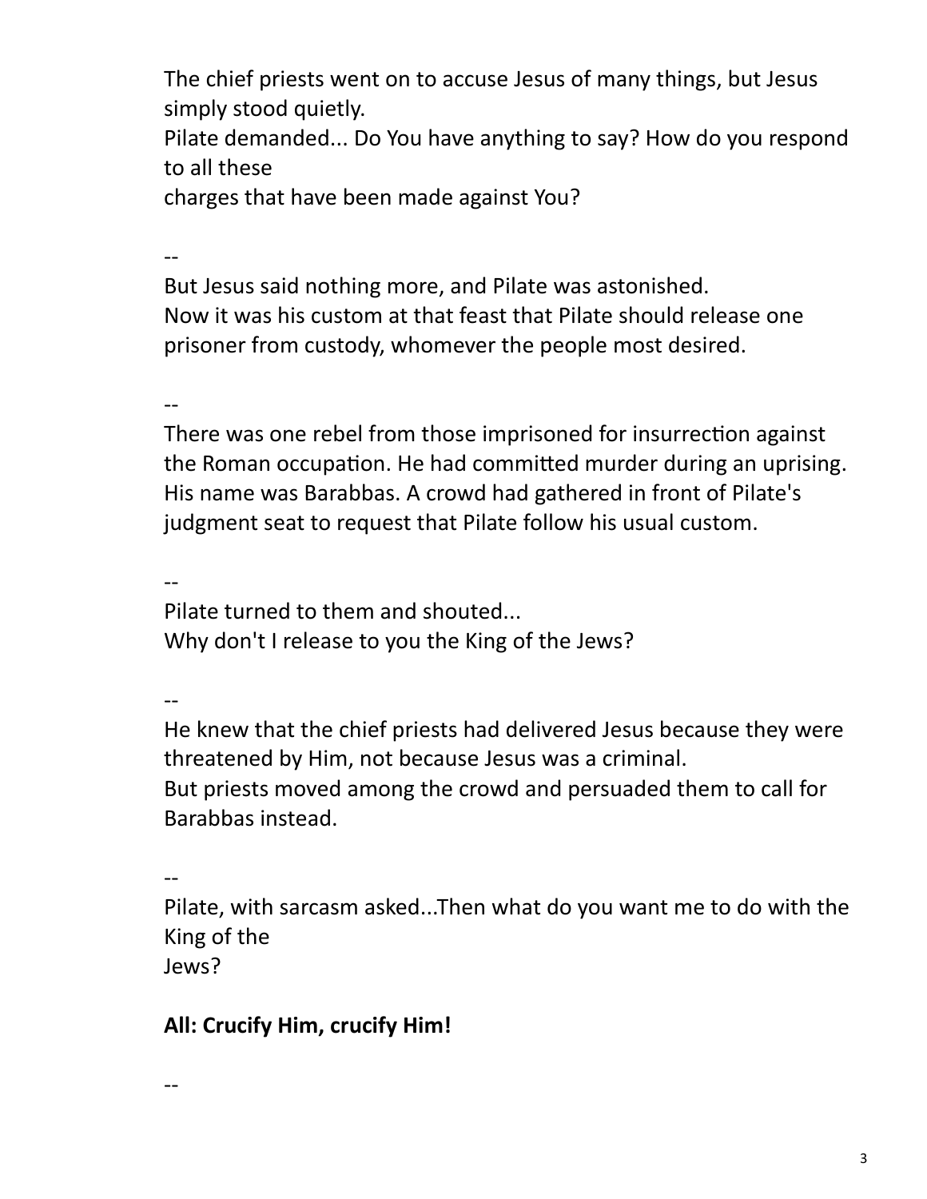The chief priests went on to accuse Jesus of many things, but Jesus simply stood quietly.
Pilate demanded... Do You have anything to say? How do you respond to all these
charges that have been made against You?

--

But Jesus said nothing more, and Pilate was astonished.
Now it was his custom at that feast that Pilate should release one prisoner from custody, whomever the people most desired.

--

There was one rebel from those imprisoned for insurrection against the Roman occupation. He had committed murder during an uprising. His name was Barabbas. A crowd had gathered in front of Pilate's judgment seat to request that Pilate follow his usual custom.

--

Pilate turned to them and shouted...
Why don't I release to you the King of the Jews?

--

He knew that the chief priests had delivered Jesus because they were threatened by Him, not because Jesus was a criminal.
But priests moved among the crowd and persuaded them to call for Barabbas instead.

--

Pilate, with sarcasm asked...Then what do you want me to do with the King of the
Jews?

**All: Crucify Him, crucify Him!**

--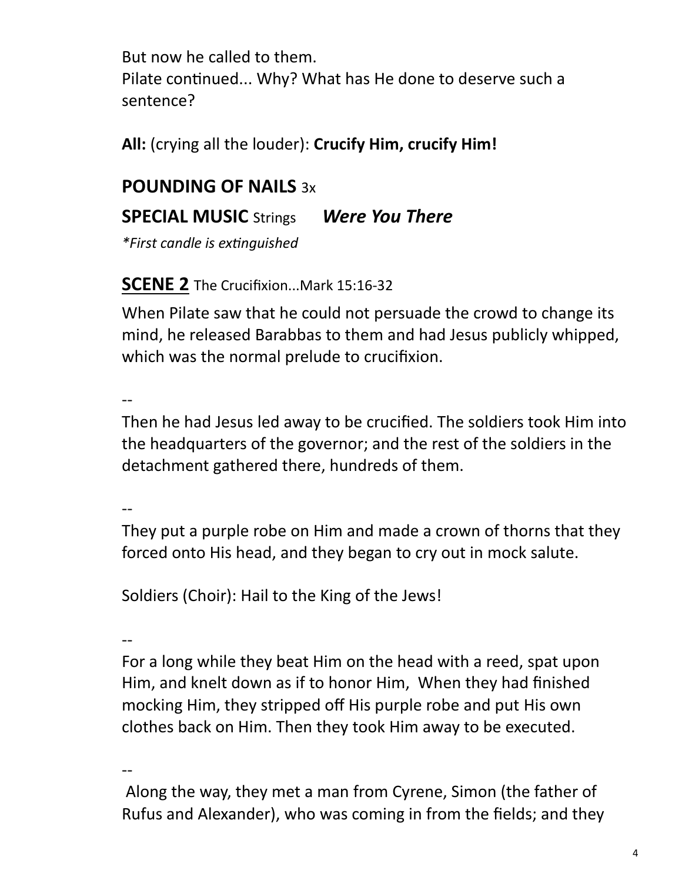But now he called to them.
Pilate continued... Why? What has He done to deserve such a sentence?

**All:** (crying all the louder): **Crucify Him, crucify Him!**

## POUNDING OF NAILS 3x

## SPECIAL MUSIC Strings *Were You There*

*\*First candle is extinguished*

### SCENE 2 The Crucifixion...Mark 15:16-32

When Pilate saw that he could not persuade the crowd to change its mind, he released Barabbas to them and had Jesus publicly whipped, which was the normal prelude to crucifixion.

--

Then he had Jesus led away to be crucified. The soldiers took Him into the headquarters of the governor; and the rest of the soldiers in the detachment gathered there, hundreds of them.

--

They put a purple robe on Him and made a crown of thorns that they forced onto His head, and they began to cry out in mock salute.

Soldiers (Choir): Hail to the King of the Jews!

--

For a long while they beat Him on the head with a reed, spat upon Him, and knelt down as if to honor Him, When they had finished mocking Him, they stripped off His purple robe and put His own clothes back on Him. Then they took Him away to be executed.

--

Along the way, they met a man from Cyrene, Simon (the father of Rufus and Alexander), who was coming in from the fields; and they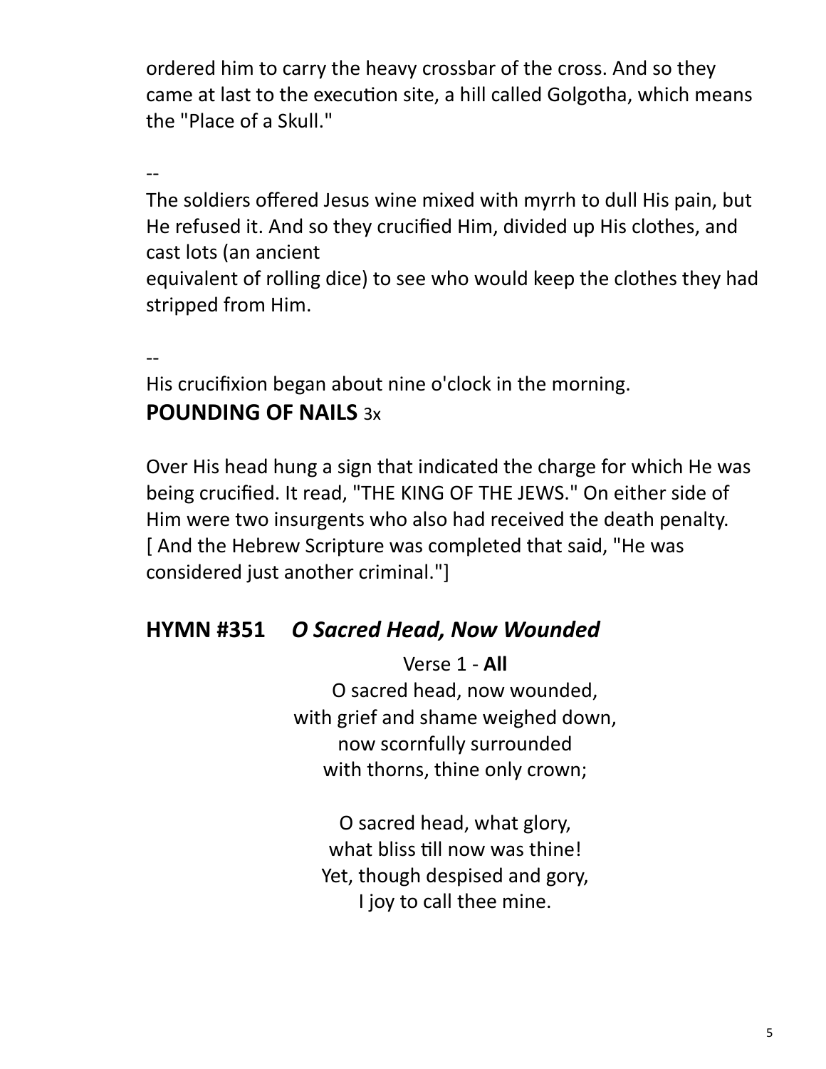ordered him to carry the heavy crossbar of the cross. And so they came at last to the execution site, a hill called Golgotha, which means the "Place of a Skull."

--

The soldiers offered Jesus wine mixed with myrrh to dull His pain, but He refused it. And so they crucified Him, divided up His clothes, and cast lots (an ancient
equivalent of rolling dice) to see who would keep the clothes they had stripped from Him.

--

His crucifixion began about nine o'clock in the morning.

**POUNDING OF NAILS** 3x

Over His head hung a sign that indicated the charge for which He was being crucified. It read, "THE KING OF THE JEWS." On either side of Him were two insurgents who also had received the death penalty. [ And the Hebrew Scripture was completed that said, "He was considered just another criminal."]

## HYMN #351 *O Sacred Head, Now Wounded*

Verse 1 - **All**

O sacred head, now wounded,
with grief and shame weighed down,
now scornfully surrounded
with thorns, thine only crown;

O sacred head, what glory,
what bliss till now was thine!
Yet, though despised and gory,
I joy to call thee mine.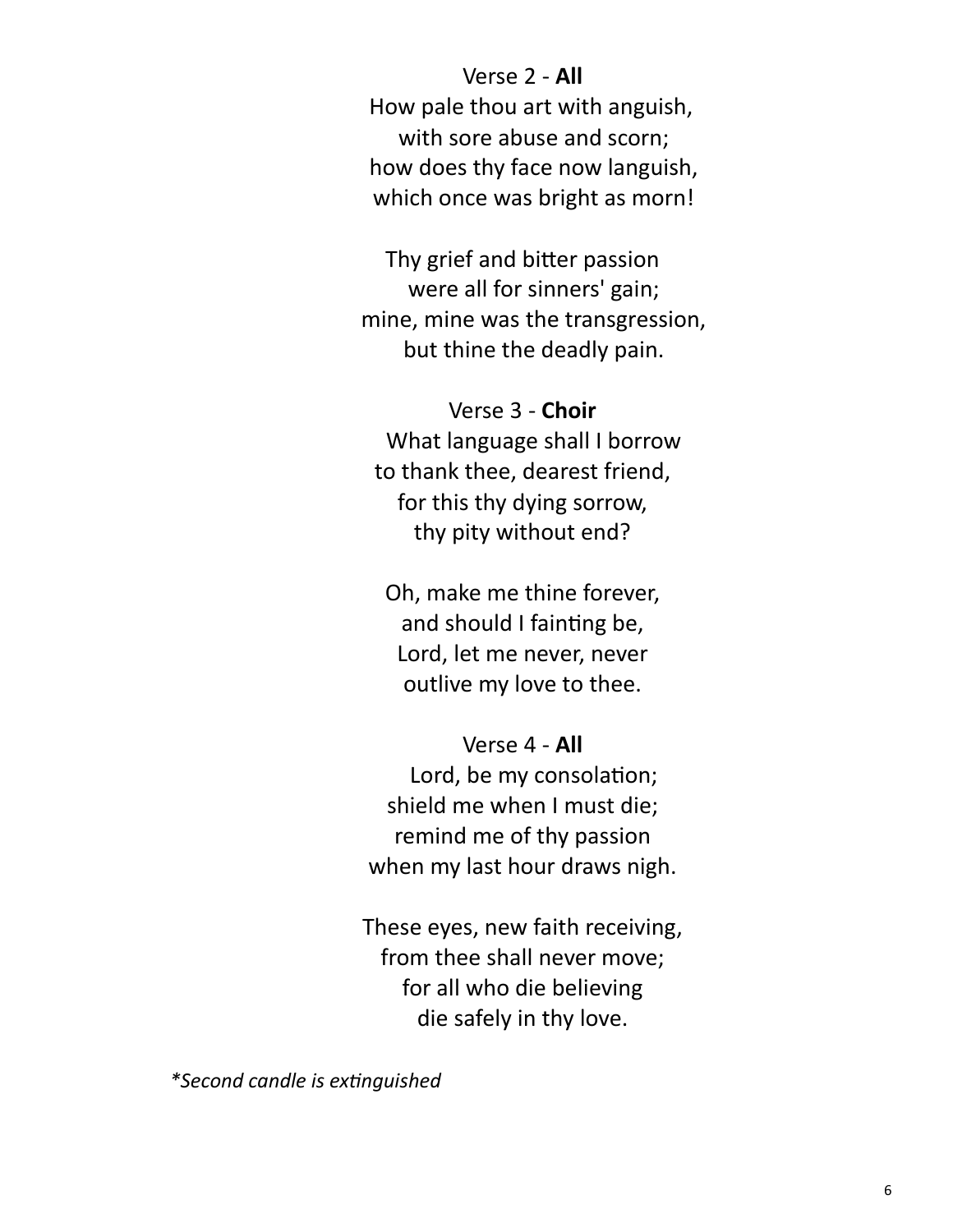Verse 2 - **All**
How pale thou art with anguish,
with sore abuse and scorn;
how does thy face now languish,
which once was bright as morn!

Thy grief and bitter passion
were all for sinners' gain;
mine, mine was the transgression,
but thine the deadly pain.

Verse 3 - **Choir**
What language shall I borrow
to thank thee, dearest friend,
for this thy dying sorrow,
thy pity without end?

Oh, make me thine forever,
and should I fainting be,
Lord, let me never, never
outlive my love to thee.

Verse 4 - **All**
Lord, be my consolation;
shield me when I must die;
remind me of thy passion
when my last hour draws nigh.

These eyes, new faith receiving,
from thee shall never move;
for all who die believing
die safely in thy love.

*\*Second candle is extinguished*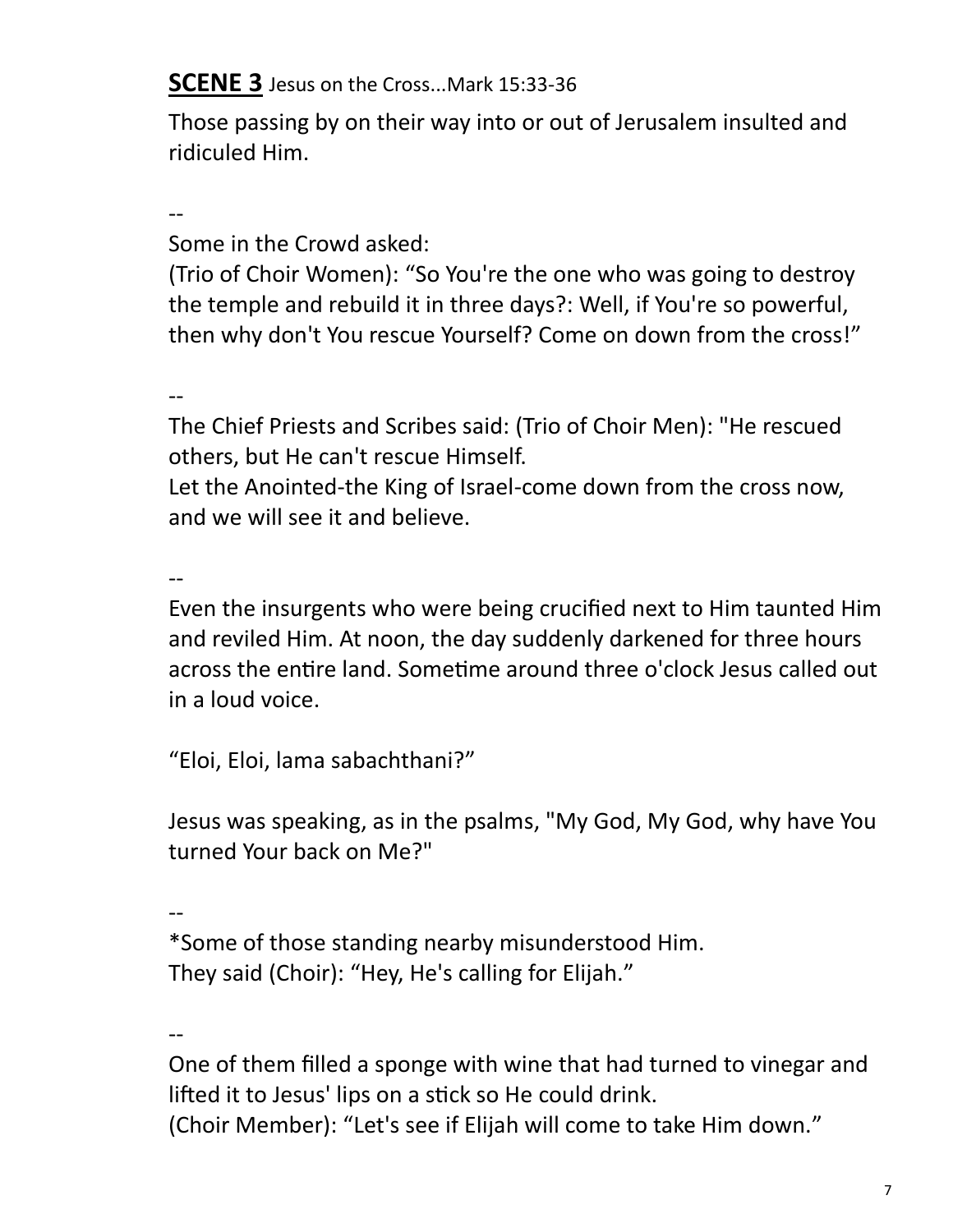**SCENE 3** Jesus on the Cross...Mark 15:33-36

Those passing by on their way into or out of Jerusalem insulted and ridiculed Him.

--

Some in the Crowd asked:
(Trio of Choir Women): “So You're the one who was going to destroy the temple and rebuild it in three days?: Well, if You're so powerful, then why don't You rescue Yourself? Come on down from the cross!”

--

The Chief Priests and Scribes said: (Trio of Choir Men): "He rescued others, but He can't rescue Himself.
Let the Anointed-the King of Israel-come down from the cross now, and we will see it and believe.

--

Even the insurgents who were being crucified next to Him taunted Him and reviled Him. At noon, the day suddenly darkened for three hours across the entire land. Sometime around three o'clock Jesus called out in a loud voice.

“Eloi, Eloi, lama sabachthani?”

Jesus was speaking, as in the psalms, "My God, My God, why have You turned Your back on Me?"

--

*Some of those standing nearby misunderstood Him.
They said (Choir): “Hey, He's calling for Elijah.”

--

One of them filled a sponge with wine that had turned to vinegar and lifted it to Jesus' lips on a stick so He could drink.
(Choir Member): “Let's see if Elijah will come to take Him down.”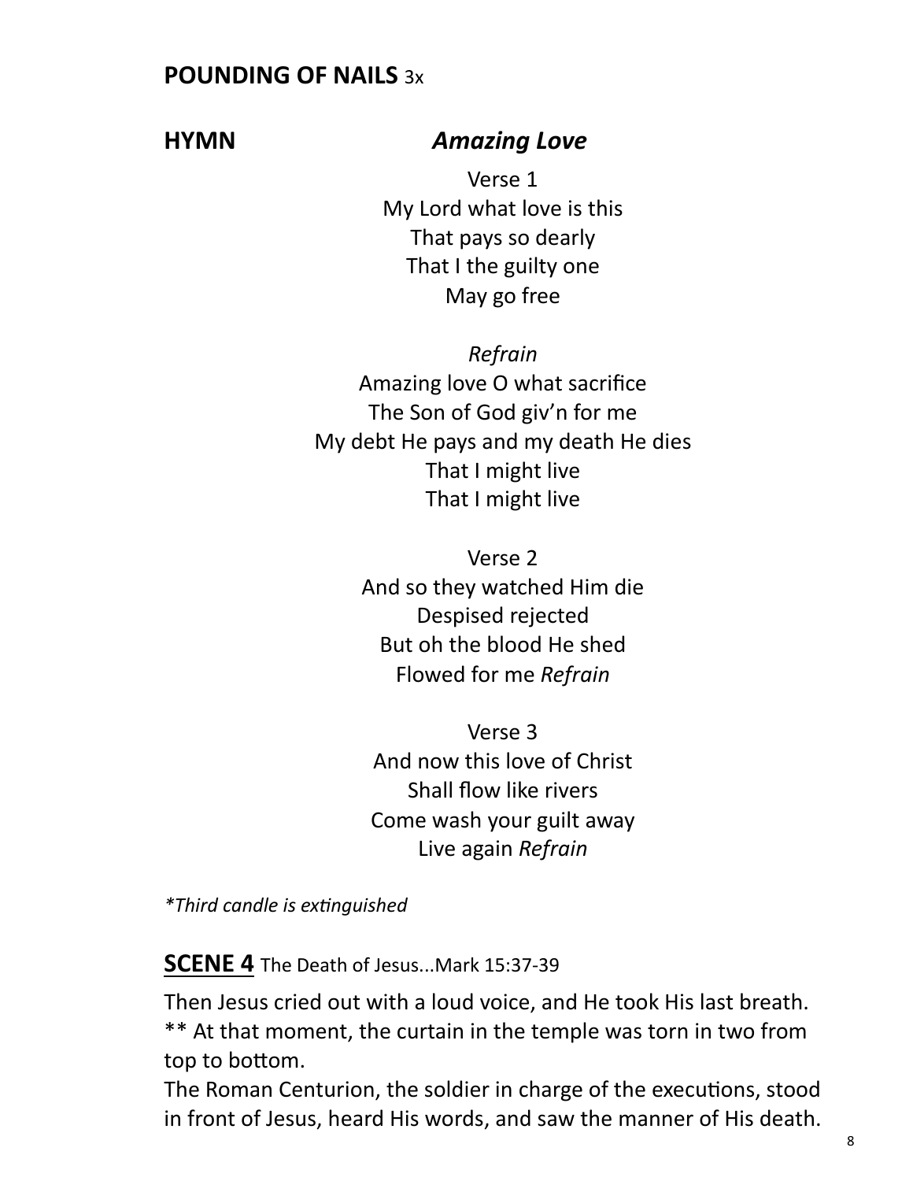**POUNDING OF NAILS** 3x

**HYMN** ***Amazing Love***

Verse 1
My Lord what love is this
That pays so dearly
That I the guilty one
May go free

*Refrain*
Amazing love O what sacrifice
The Son of God giv'n for me
My debt He pays and my death He dies
That I might live
That I might live

Verse 2
And so they watched Him die
Despised rejected
But oh the blood He shed
Flowed for me *Refrain*

Verse 3
And now this love of Christ
Shall flow like rivers
Come wash your guilt away
Live again *Refrain*

**Third candle is extinguished*

## SCENE 4 The Death of Jesus...Mark 15:37-39

Then Jesus cried out with a loud voice, and He took His last breath.
** At that moment, the curtain in the temple was torn in two from top to bottom.
The Roman Centurion, the soldier in charge of the executions, stood in front of Jesus, heard His words, and saw the manner of His death.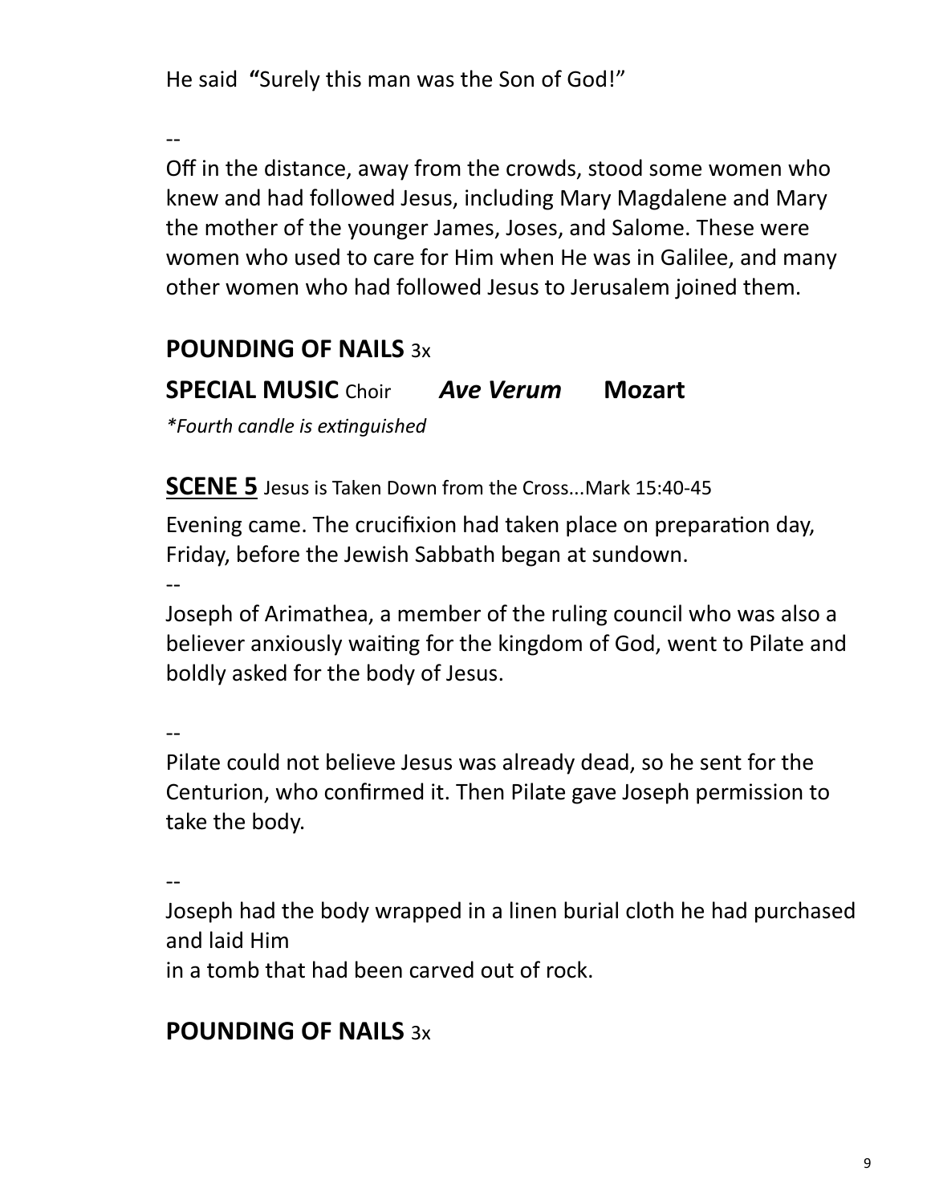He said **"**Surely this man was the Son of God!"

--

Off in the distance, away from the crowds, stood some women who knew and had followed Jesus, including Mary Magdalene and Mary the mother of the younger James, Joses, and Salome. These were women who used to care for Him when He was in Galilee, and many other women who had followed Jesus to Jerusalem joined them.

## **POUNDING OF NAILS** 3x

## **SPECIAL MUSIC** Choir ***Ave Verum*** **Mozart**

*\*Fourth candle is extinguished*

**SCENE 5** Jesus is Taken Down from the Cross...Mark 15:40-45

Evening came. The crucifixion had taken place on preparation day, Friday, before the Jewish Sabbath began at sundown.

--

Joseph of Arimathea, a member of the ruling council who was also a believer anxiously waiting for the kingdom of God, went to Pilate and boldly asked for the body of Jesus.

--

Pilate could not believe Jesus was already dead, so he sent for the Centurion, who confirmed it. Then Pilate gave Joseph permission to take the body.

--

Joseph had the body wrapped in a linen burial cloth he had purchased and laid Him
in a tomb that had been carved out of rock.

## **POUNDING OF NAILS** 3x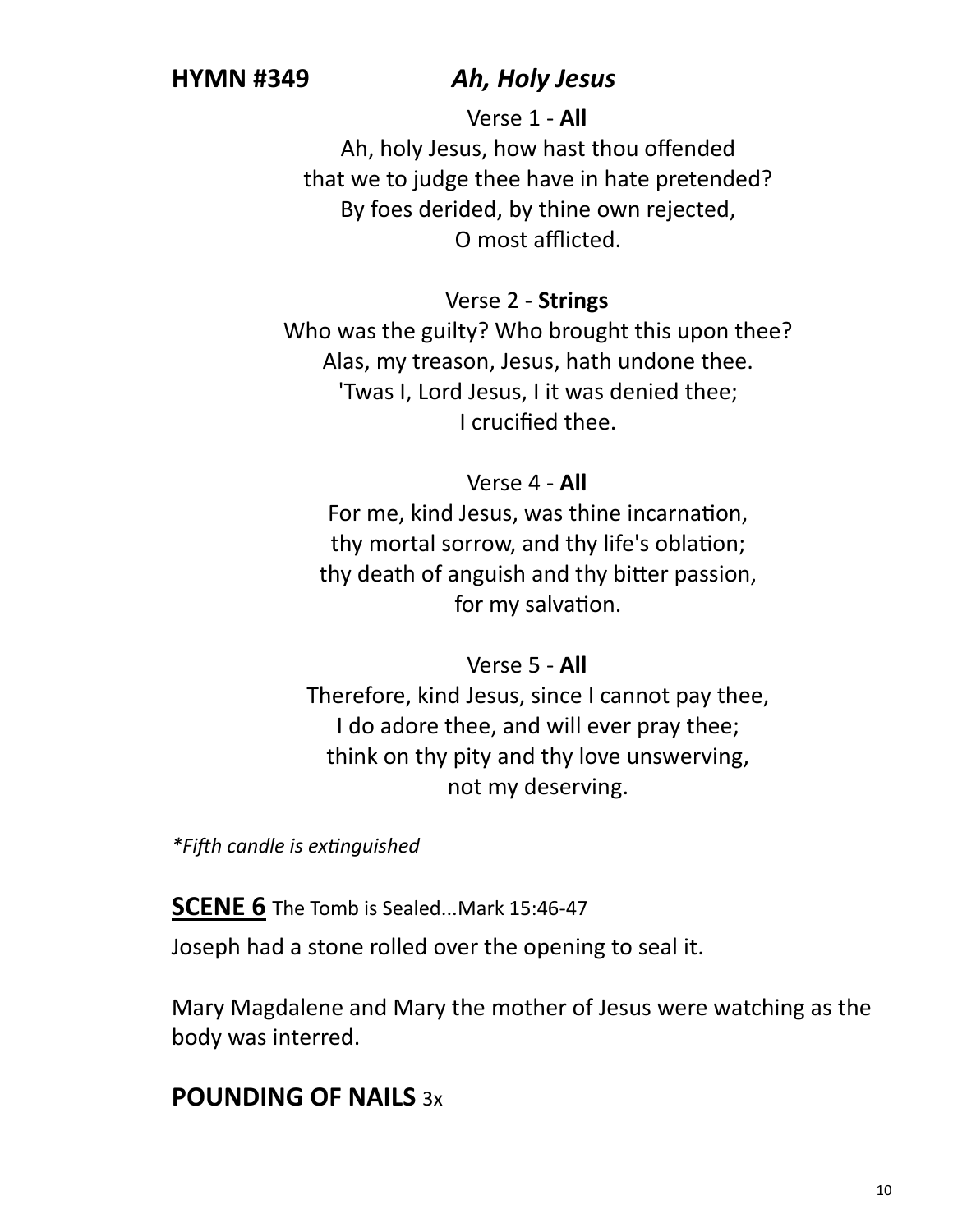**HYMN #349** ***Ah, Holy Jesus***

Verse 1 - **All**

Ah, holy Jesus, how hast thou offended
that we to judge thee have in hate pretended?
By foes derided, by thine own rejected,
O most afflicted.

Verse 2 - **Strings**

Who was the guilty? Who brought this upon thee?
Alas, my treason, Jesus, hath undone thee.
'Twas I, Lord Jesus, I it was denied thee;
I crucified thee.

Verse 4 - **All**

For me, kind Jesus, was thine incarnation,
thy mortal sorrow, and thy life's oblation;
thy death of anguish and thy bitter passion,
for my salvation.

Verse 5 - **All**

Therefore, kind Jesus, since I cannot pay thee,
I do adore thee, and will ever pray thee;
think on thy pity and thy love unswerving,
not my deserving.

*\*Fifth candle is extinguished*

**SCENE 6** The Tomb is Sealed...Mark 15:46-47

Joseph had a stone rolled over the opening to seal it.

Mary Magdalene and Mary the mother of Jesus were watching as the body was interred.

**POUNDING OF NAILS** 3x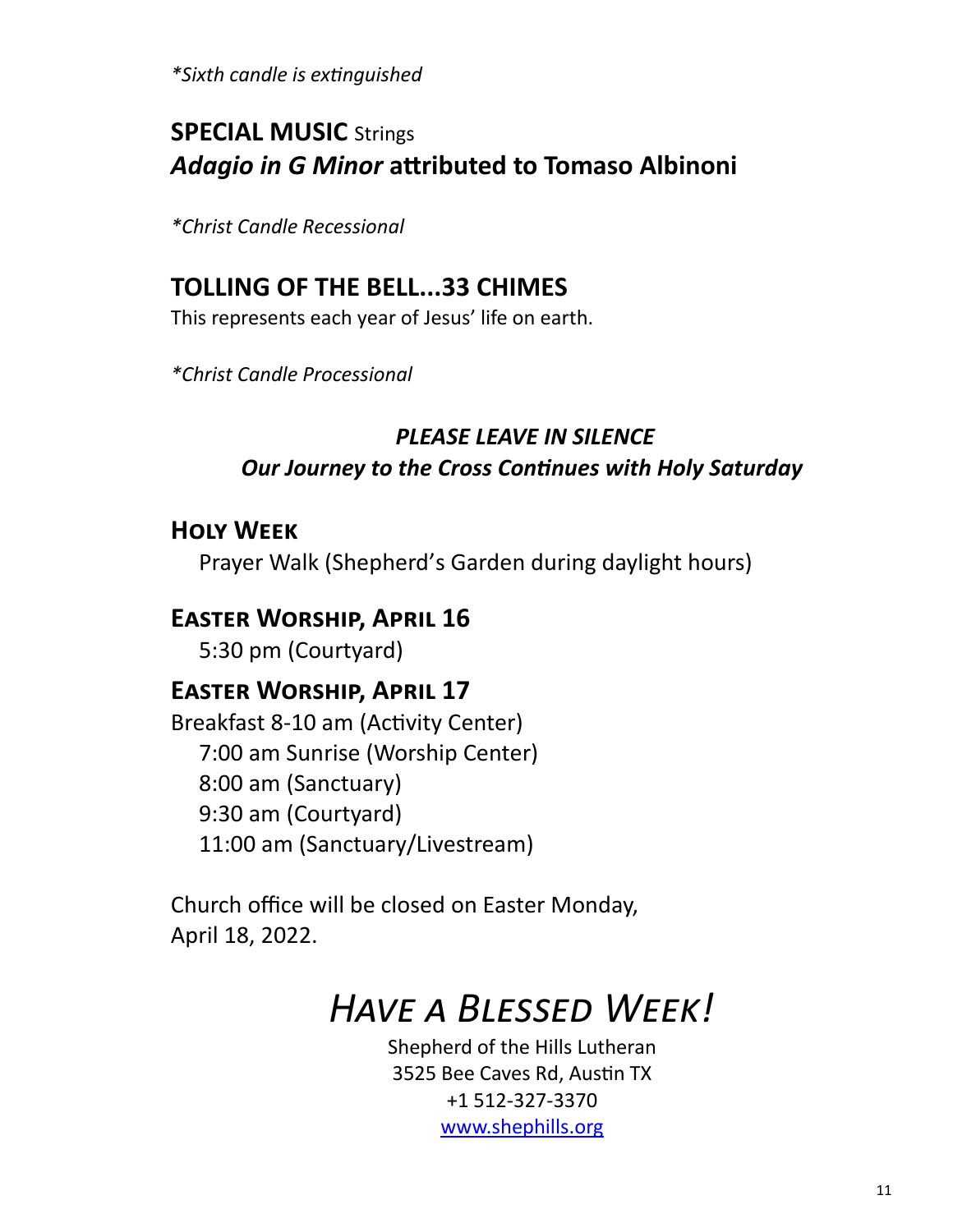*\*Sixth candle is extinguished*

**SPECIAL MUSIC** Strings
***Adagio in G Minor* attributed to Tomaso Albinoni**

*\*Christ Candle Recessional*

## TOLLING OF THE BELL...33 CHIMES

This represents each year of Jesus' life on earth.

*\*Christ Candle Processional*

***PLEASE LEAVE IN SILENCE***
***Our Journey to the Cross Continues with Holy Saturday***

## Holy Week

Prayer Walk (Shepherd's Garden during daylight hours)

## Easter Worship, April 16

5:30 pm (Courtyard)

## Easter Worship, April 17

Breakfast 8-10 am (Activity Center)
7:00 am Sunrise (Worship Center)
8:00 am (Sanctuary)
9:30 am (Courtyard)
11:00 am (Sanctuary/Livestream)

Church office will be closed on Easter Monday, April 18, 2022.

# *Have a Blessed Week!*

Shepherd of the Hills Lutheran
3525 Bee Caves Rd, Austin TX
+1 512-327-3370
www.shephills.org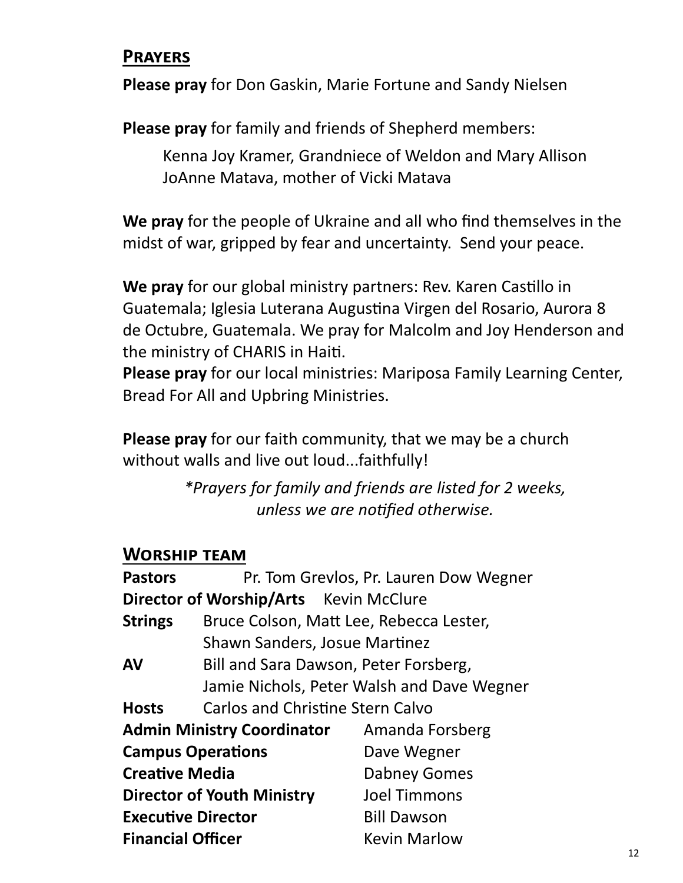## Prayers

**Please pray** for Don Gaskin, Marie Fortune and Sandy Nielsen

**Please pray** for family and friends of Shepherd members:

Kenna Joy Kramer, Grandniece of Weldon and Mary Allison
JoAnne Matava, mother of Vicki Matava

**We pray** for the people of Ukraine and all who find themselves in the midst of war, gripped by fear and uncertainty. Send your peace.

**We pray** for our global ministry partners: Rev. Karen Castillo in Guatemala; Iglesia Luterana Augustina Virgen del Rosario, Aurora 8 de Octubre, Guatemala. We pray for Malcolm and Joy Henderson and the ministry of CHARIS in Haiti.
**Please pray** for our local ministries: Mariposa Family Learning Center, Bread For All and Upbring Ministries.

**Please pray** for our faith community, that we may be a church without walls and live out loud...faithfully!

*\*Prayers for family and friends are listed for 2 weeks, unless we are notified otherwise.*

## Worship team

**Pastors** Pr. Tom Grevlos, Pr. Lauren Dow Wegner
**Director of Worship/Arts** Kevin McClure
**Strings** Bruce Colson, Matt Lee, Rebecca Lester, Shawn Sanders, Josue Martinez
**AV** Bill and Sara Dawson, Peter Forsberg, Jamie Nichols, Peter Walsh and Dave Wegner
**Hosts** Carlos and Christine Stern Calvo
**Admin Ministry Coordinator** Amanda Forsberg
**Campus Operations** Dave Wegner
**Creative Media** Dabney Gomes
**Director of Youth Ministry** Joel Timmons
**Executive Director** Bill Dawson
**Financial Officer** Kevin Marlow